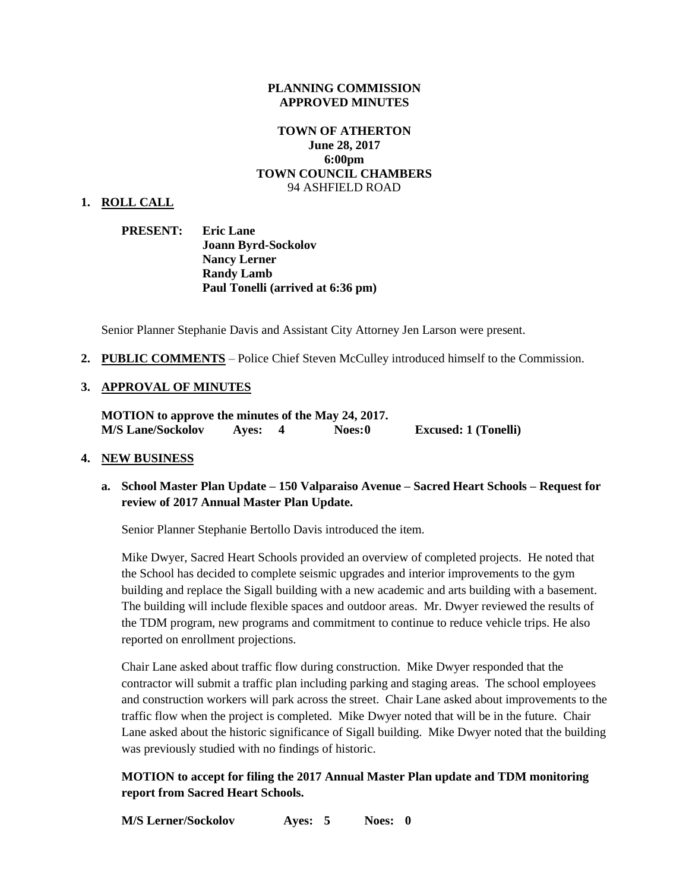**PLANNING COMMISSION**
**APPROVED MINUTES**

**TOWN OF ATHERTON**
**June 28, 2017**
**6:00pm**
**TOWN COUNCIL CHAMBERS**
94 ASHFIELD ROAD

1. **ROLL CALL**

   **PRESENT:** **Eric Lane**
   **Joann Byrd-Sockolov**
   **Nancy Lerner**
   **Randy Lamb**
   **Paul Tonelli (arrived at 6:36 pm)**

   Senior Planner Stephanie Davis and Assistant City Attorney Jen Larson were present.

2. **PUBLIC COMMENTS** – Police Chief Steven McCulley introduced himself to the Commission.

3. **APPROVAL OF MINUTES**

   **MOTION to approve the minutes of the May 24, 2017.**
   **M/S Lane/Sockolov Ayes: 4 Noes: 0 Excused: 1 (Tonelli)**

4. **NEW BUSINESS**

   a. **School Master Plan Update – 150 Valparaiso Avenue – Sacred Heart Schools – Request for review of 2017 Annual Master Plan Update.**

   Senior Planner Stephanie Bertollo Davis introduced the item.

   Mike Dwyer, Sacred Heart Schools provided an overview of completed projects. He noted that the School has decided to complete seismic upgrades and interior improvements to the gym building and replace the Sigall building with a new academic and arts building with a basement. The building will include flexible spaces and outdoor areas. Mr. Dwyer reviewed the results of the TDM program, new programs and commitment to continue to reduce vehicle trips. He also reported on enrollment projections.

   Chair Lane asked about traffic flow during construction. Mike Dwyer responded that the contractor will submit a traffic plan including parking and staging areas. The school employees and construction workers will park across the street. Chair Lane asked about improvements to the traffic flow when the project is completed. Mike Dwyer noted that will be in the future. Chair Lane asked about the historic significance of Sigall building. Mike Dwyer noted that the building was previously studied with no findings of historic.

   **MOTION to accept for filing the 2017 Annual Master Plan update and TDM monitoring report from Sacred Heart Schools.**

   **M/S Lerner/Sockolov Ayes: 5 Noes: 0**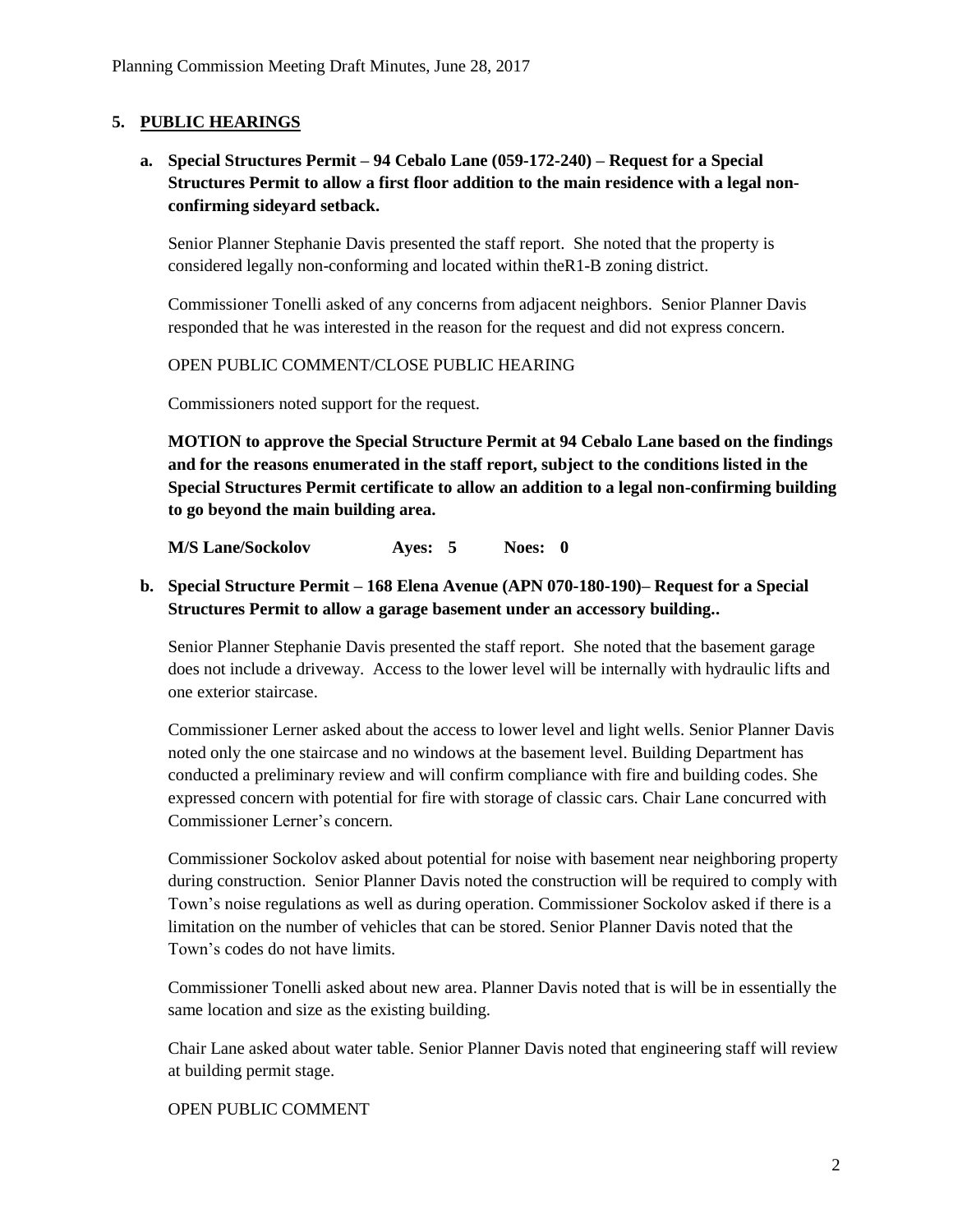## 5. PUBLIC HEARINGS

**a. Special Structures Permit – 94 Cebalo Lane (059-172-240) – Request for a Special Structures Permit to allow a first floor addition to the main residence with a legal non-confirming sideyard setback.**

Senior Planner Stephanie Davis presented the staff report. She noted that the property is considered legally non-conforming and located within theR1-B zoning district.

Commissioner Tonelli asked of any concerns from adjacent neighbors. Senior Planner Davis responded that he was interested in the reason for the request and did not express concern.

OPEN PUBLIC COMMENT/CLOSE PUBLIC HEARING

Commissioners noted support for the request.

**MOTION to approve the Special Structure Permit at 94 Cebalo Lane based on the findings and for the reasons enumerated in the staff report, subject to the conditions listed in the Special Structures Permit certificate to allow an addition to a legal non-confirming building to go beyond the main building area.**

**M/S Lane/Sockolov Ayes: 5 Noes: 0**

**b. Special Structure Permit – 168 Elena Avenue (APN 070-180-190)– Request for a Special Structures Permit to allow a garage basement under an accessory building..**

Senior Planner Stephanie Davis presented the staff report. She noted that the basement garage does not include a driveway. Access to the lower level will be internally with hydraulic lifts and one exterior staircase.

Commissioner Lerner asked about the access to lower level and light wells. Senior Planner Davis noted only the one staircase and no windows at the basement level. Building Department has conducted a preliminary review and will confirm compliance with fire and building codes. She expressed concern with potential for fire with storage of classic cars. Chair Lane concurred with Commissioner Lerner's concern.

Commissioner Sockolov asked about potential for noise with basement near neighboring property during construction. Senior Planner Davis noted the construction will be required to comply with Town's noise regulations as well as during operation. Commissioner Sockolov asked if there is a limitation on the number of vehicles that can be stored. Senior Planner Davis noted that the Town's codes do not have limits.

Commissioner Tonelli asked about new area. Planner Davis noted that is will be in essentially the same location and size as the existing building.

Chair Lane asked about water table. Senior Planner Davis noted that engineering staff will review at building permit stage.

OPEN PUBLIC COMMENT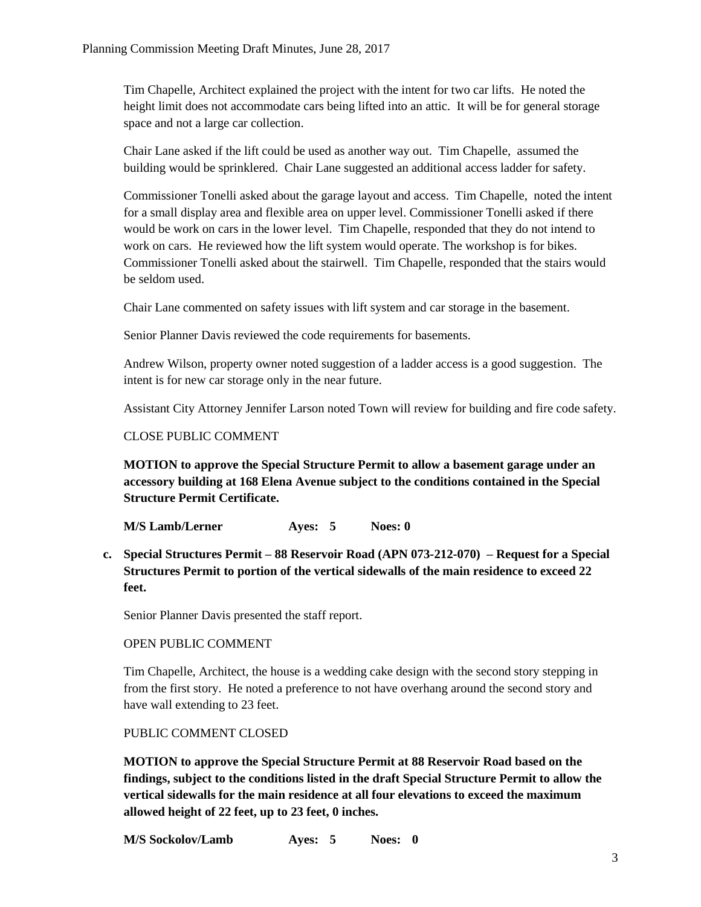Tim Chapelle, Architect explained the project with the intent for two car lifts. He noted the height limit does not accommodate cars being lifted into an attic. It will be for general storage space and not a large car collection.

Chair Lane asked if the lift could be used as another way out. Tim Chapelle, assumed the building would be sprinklered. Chair Lane suggested an additional access ladder for safety.

Commissioner Tonelli asked about the garage layout and access. Tim Chapelle, noted the intent for a small display area and flexible area on upper level. Commissioner Tonelli asked if there would be work on cars in the lower level. Tim Chapelle, responded that they do not intend to work on cars. He reviewed how the lift system would operate. The workshop is for bikes. Commissioner Tonelli asked about the stairwell. Tim Chapelle, responded that the stairs would be seldom used.

Chair Lane commented on safety issues with lift system and car storage in the basement.

Senior Planner Davis reviewed the code requirements for basements.

Andrew Wilson, property owner noted suggestion of a ladder access is a good suggestion. The intent is for new car storage only in the near future.

Assistant City Attorney Jennifer Larson noted Town will review for building and fire code safety.

CLOSE PUBLIC COMMENT

**MOTION to approve the Special Structure Permit to allow a basement garage under an accessory building at 168 Elena Avenue subject to the conditions contained in the Special Structure Permit Certificate.**

**M/S Lamb/Lerner Ayes: 5 Noes: 0**

**c. Special Structures Permit – 88 Reservoir Road (APN 073-212-070) – Request for a Special Structures Permit to portion of the vertical sidewalls of the main residence to exceed 22 feet.**

Senior Planner Davis presented the staff report.

OPEN PUBLIC COMMENT

Tim Chapelle, Architect, the house is a wedding cake design with the second story stepping in from the first story. He noted a preference to not have overhang around the second story and have wall extending to 23 feet.

PUBLIC COMMENT CLOSED

**MOTION to approve the Special Structure Permit at 88 Reservoir Road based on the findings, subject to the conditions listed in the draft Special Structure Permit to allow the vertical sidewalls for the main residence at all four elevations to exceed the maximum allowed height of 22 feet, up to 23 feet, 0 inches.**

**M/S Sockolov/Lamb Ayes: 5 Noes: 0**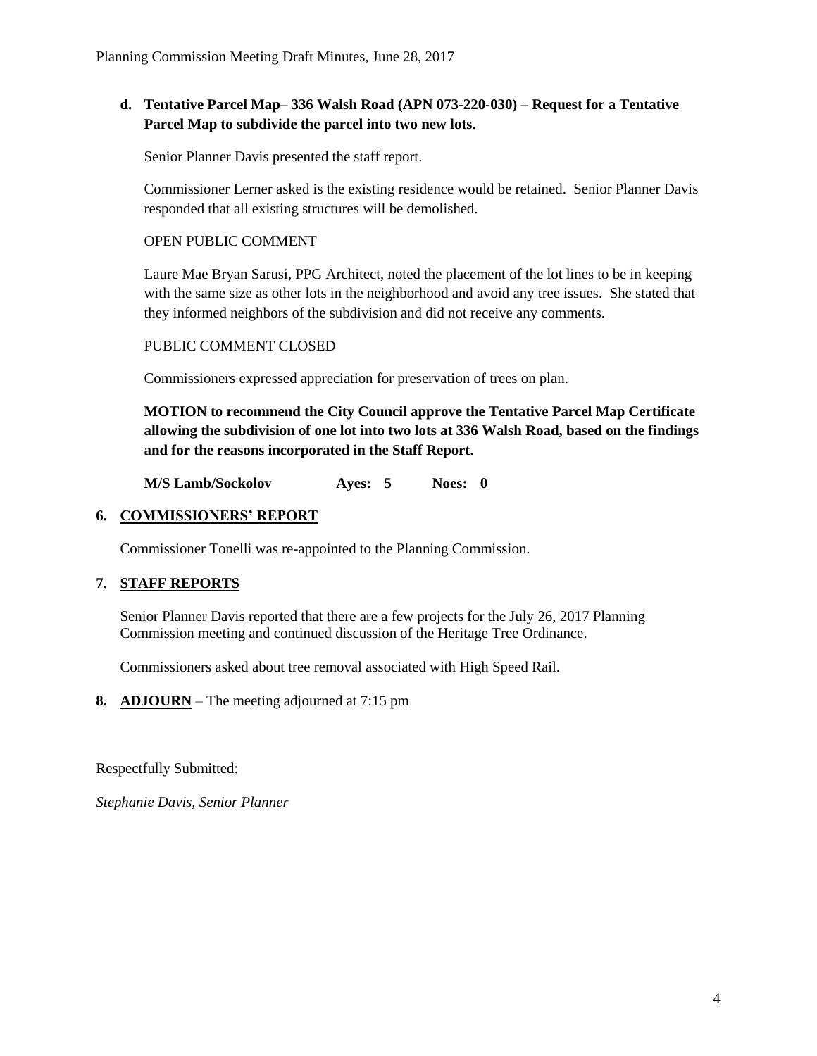**d. Tentative Parcel Map– 336 Walsh Road (APN 073-220-030) – Request for a Tentative Parcel Map to subdivide the parcel into two new lots.**

Senior Planner Davis presented the staff report.

Commissioner Lerner asked is the existing residence would be retained. Senior Planner Davis responded that all existing structures will be demolished.

OPEN PUBLIC COMMENT

Laure Mae Bryan Sarusi, PPG Architect, noted the placement of the lot lines to be in keeping with the same size as other lots in the neighborhood and avoid any tree issues. She stated that they informed neighbors of the subdivision and did not receive any comments.

PUBLIC COMMENT CLOSED

Commissioners expressed appreciation for preservation of trees on plan.

**MOTION to recommend the City Council approve the Tentative Parcel Map Certificate allowing the subdivision of one lot into two lots at 336 Walsh Road, based on the findings and for the reasons incorporated in the Staff Report.**

**M/S Lamb/Sockolov Ayes: 5 Noes: 0**

## 6. COMMISSIONERS' REPORT

Commissioner Tonelli was re-appointed to the Planning Commission.

## 7. STAFF REPORTS

Senior Planner Davis reported that there are a few projects for the July 26, 2017 Planning Commission meeting and continued discussion of the Heritage Tree Ordinance.

Commissioners asked about tree removal associated with High Speed Rail.

**8. ADJOURN** – The meeting adjourned at 7:15 pm

Respectfully Submitted:

*Stephanie Davis, Senior Planner*